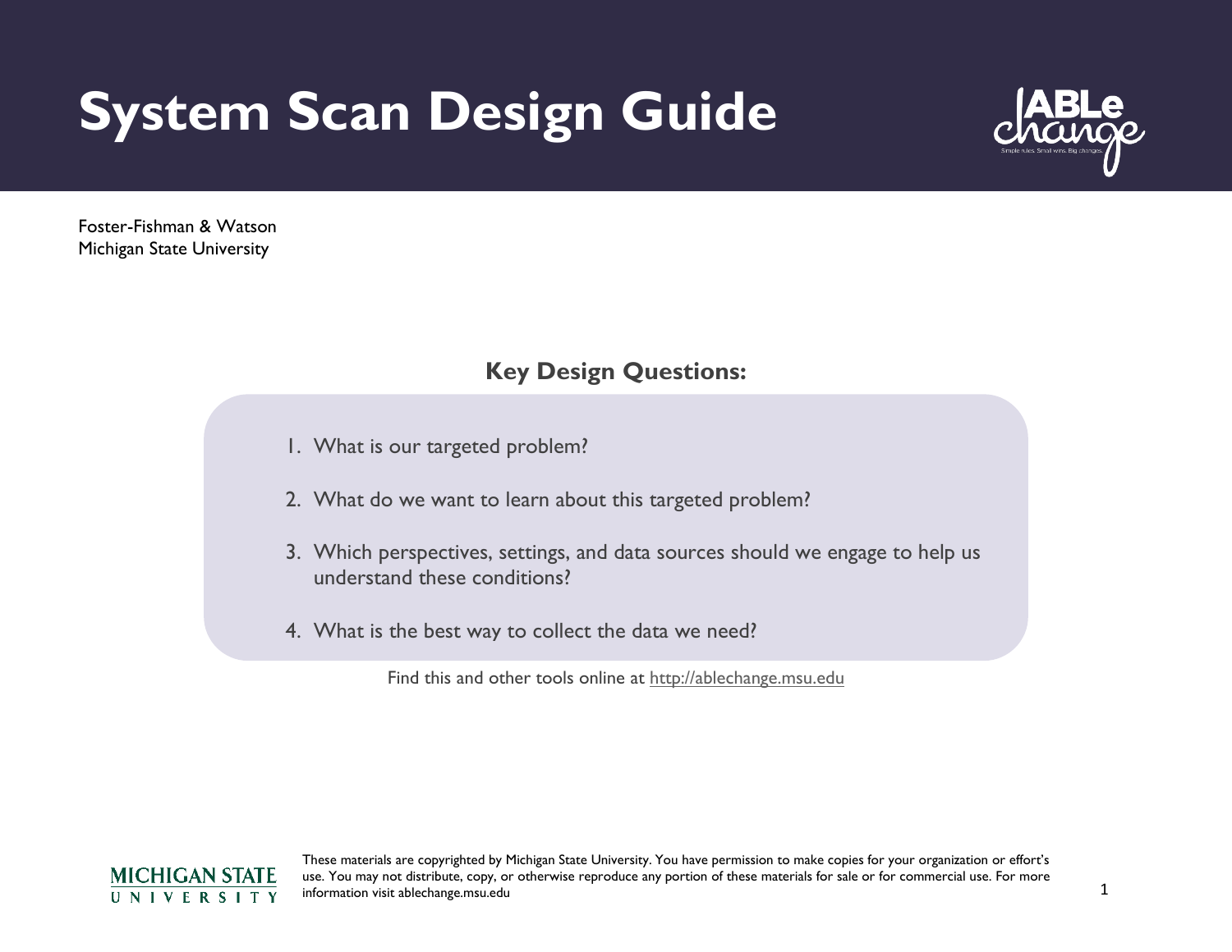# System Scan Design Guide

Foster-Fishman & Watson
Michigan State University

## Key Design Questions:

1. What is our targeted problem?
2. What do we want to learn about this targeted problem?
3. Which perspectives, settings, and data sources should we engage to help us understand these conditions?
4. What is the best way to collect the data we need?

Find this and other tools online at http://ablechange.msu.edu

These materials are copyrighted by Michigan State University. You have permission to make copies for your organization or effort's use. You may not distribute, copy, or otherwise reproduce any portion of these materials for sale or for commercial use. For more information visit ablechange.msu.edu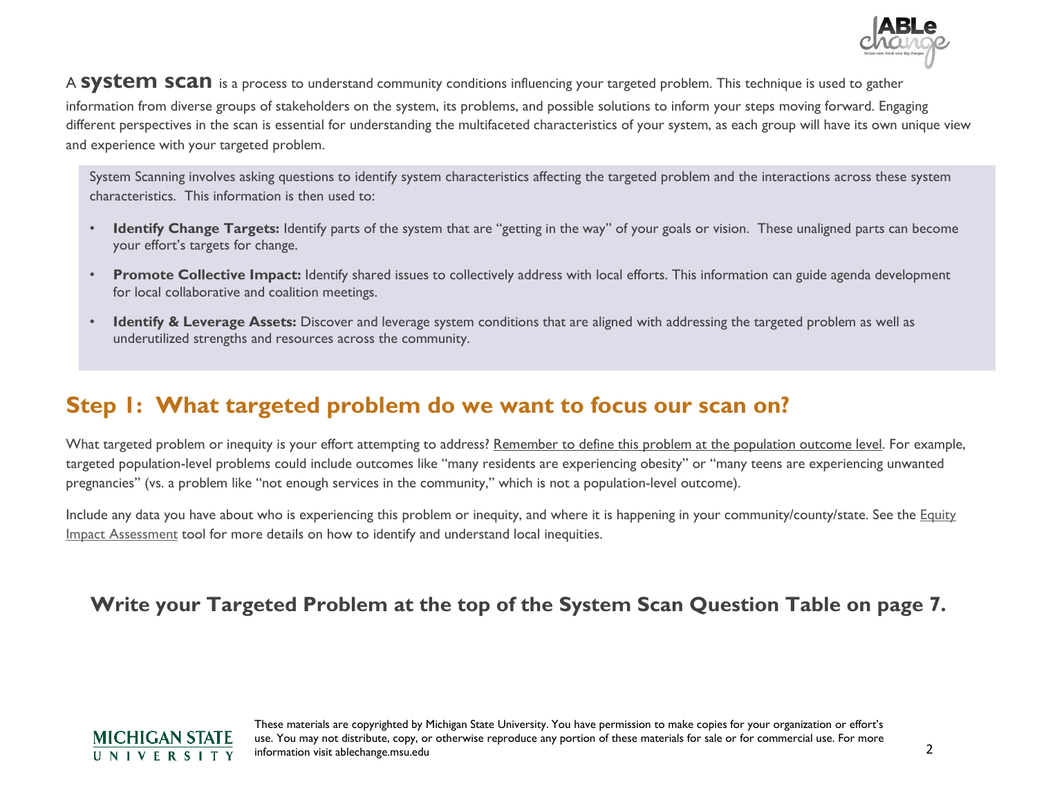A **system scan** is a process to understand community conditions influencing your targeted problem. This technique is used to gather information from diverse groups of stakeholders on the system, its problems, and possible solutions to inform your steps moving forward. Engaging different perspectives in the scan is essential for understanding the multifaceted characteristics of your system, as each group will have its own unique view and experience with your targeted problem.

System Scanning involves asking questions to identify system characteristics affecting the targeted problem and the interactions across these system characteristics. This information is then used to:

- **Identify Change Targets:** Identify parts of the system that are "getting in the way" of your goals or vision. These unaligned parts can become your effort's targets for change.
- **Promote Collective Impact:** Identify shared issues to collectively address with local efforts. This information can guide agenda development for local collaborative and coalition meetings.
- **Identify & Leverage Assets:** Discover and leverage system conditions that are aligned with addressing the targeted problem as well as underutilized strengths and resources across the community.

## Step 1: What targeted problem do we want to focus our scan on?

What targeted problem or inequity is your effort attempting to address? Remember to define this problem at the population outcome level. For example, targeted population-level problems could include outcomes like "many residents are experiencing obesity" or "many teens are experiencing unwanted pregnancies" (vs. a problem like "not enough services in the community," which is not a population-level outcome).

Include any data you have about who is experiencing this problem or inequity, and where it is happening in your community/county/state. See the Equity Impact Assessment tool for more details on how to identify and understand local inequities.

### Write your Targeted Problem at the top of the System Scan Question Table on page 7.

These materials are copyrighted by Michigan State University. You have permission to make copies for your organization or effort's use. You may not distribute, copy, or otherwise reproduce any portion of these materials for sale or for commercial use. For more information visit ablechange.msu.edu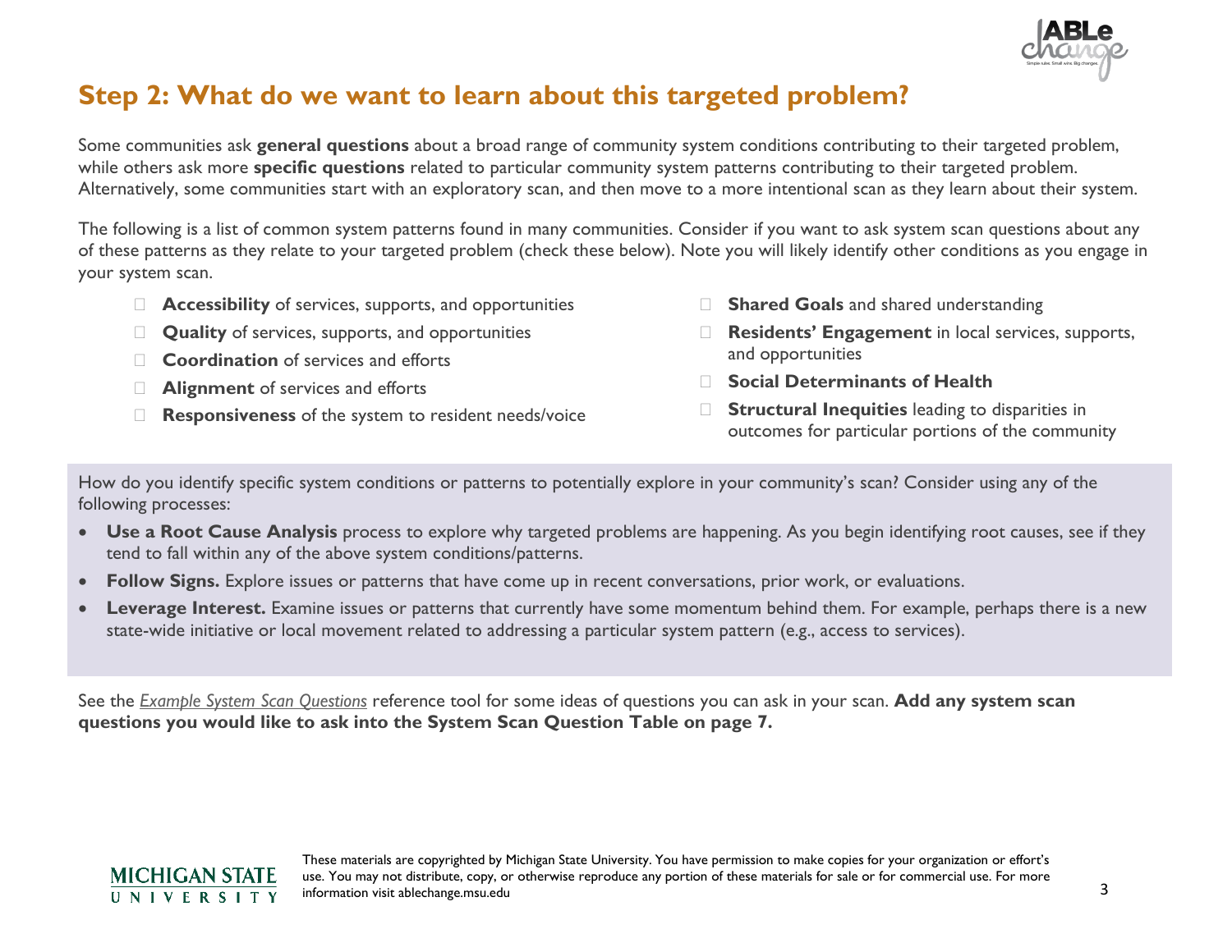## Step 2: What do we want to learn about this targeted problem?

Some communities ask **general questions** about a broad range of community system conditions contributing to their targeted problem, while others ask more **specific questions** related to particular community system patterns contributing to their targeted problem. Alternatively, some communities start with an exploratory scan, and then move to a more intentional scan as they learn about their system.

The following is a list of common system patterns found in many communities. Consider if you want to ask system scan questions about any of these patterns as they relate to your targeted problem (check these below). Note you will likely identify other conditions as you engage in your system scan.

- ☐ **Accessibility** of services, supports, and opportunities
- ☐ **Quality** of services, supports, and opportunities
- ☐ **Coordination** of services and efforts
- ☐ **Alignment** of services and efforts
- ☐ **Responsiveness** of the system to resident needs/voice
- ☐ **Shared Goals** and shared understanding
- ☐ **Residents' Engagement** in local services, supports, and opportunities
- ☐ **Social Determinants of Health**
- ☐ **Structural Inequities** leading to disparities in outcomes for particular portions of the community

How do you identify specific system conditions or patterns to potentially explore in your community's scan? Consider using any of the following processes:

- **Use a Root Cause Analysis** process to explore why targeted problems are happening. As you begin identifying root causes, see if they tend to fall within any of the above system conditions/patterns.
- **Follow Signs.** Explore issues or patterns that have come up in recent conversations, prior work, or evaluations.
- **Leverage Interest.** Examine issues or patterns that currently have some momentum behind them. For example, perhaps there is a new state-wide initiative or local movement related to addressing a particular system pattern (e.g., access to services).

See the *Example System Scan Questions* reference tool for some ideas of questions you can ask in your scan. **Add any system scan questions you would like to ask into the System Scan Question Table on page 7.**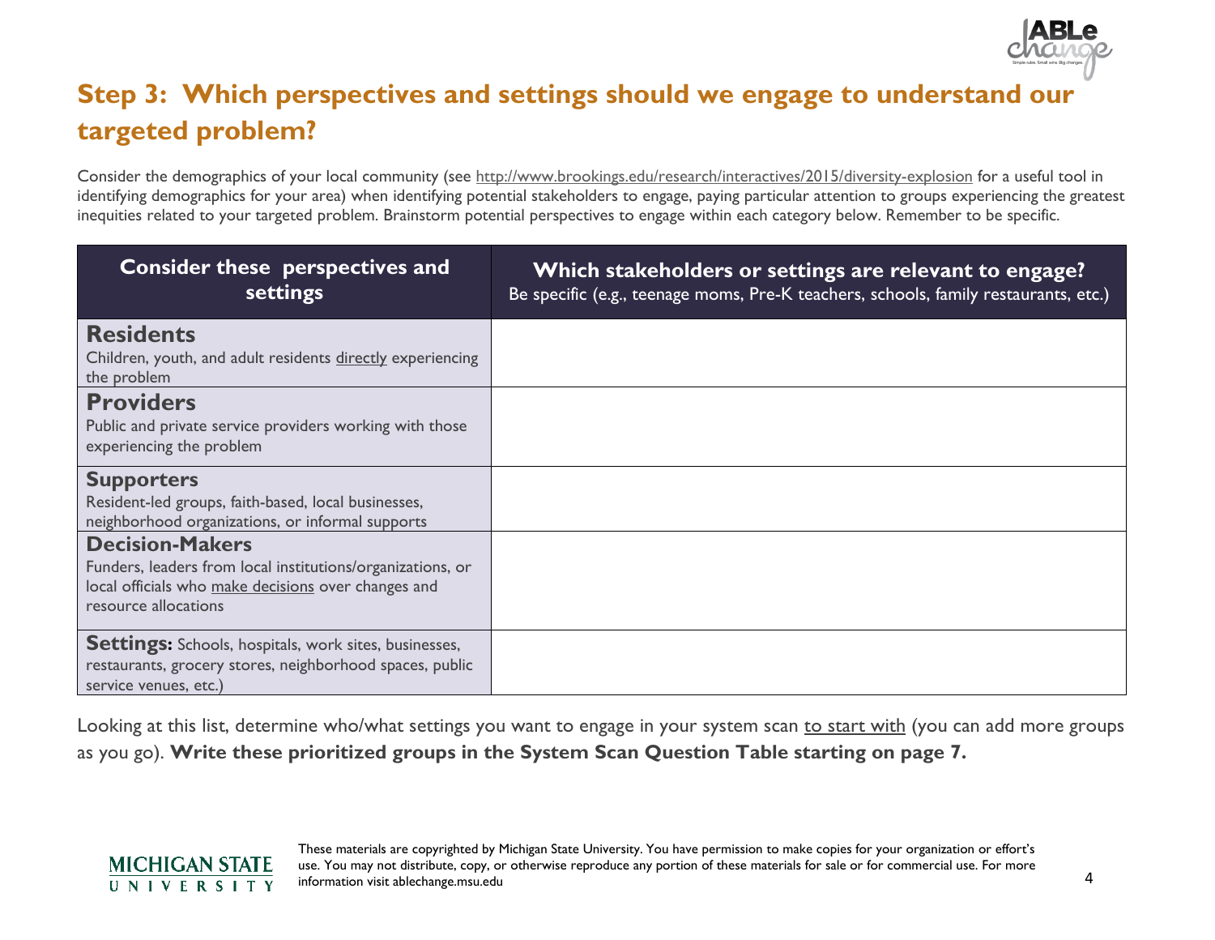## Step 3: Which perspectives and settings should we engage to understand our targeted problem?

Consider the demographics of your local community (see http://www.brookings.edu/research/interactives/2015/diversity-explosion for a useful tool in identifying demographics for your area) when identifying potential stakeholders to engage, paying particular attention to groups experiencing the greatest inequities related to your targeted problem. Brainstorm potential perspectives to engage within each category below. Remember to be specific.

| Consider these perspectives and settings | Which stakeholders or settings are relevant to engage? Be specific (e.g., teenage moms, Pre-K teachers, schools, family restaurants, etc.) |
|---|---|
| **Residents** Children, youth, and adult residents directly experiencing the problem | |
| **Providers** Public and private service providers working with those experiencing the problem | |
| **Supporters** Resident-led groups, faith-based, local businesses, neighborhood organizations, or informal supports | |
| **Decision-Makers** Funders, leaders from local institutions/organizations, or local officials who make decisions over changes and resource allocations | |
| **Settings:** Schools, hospitals, work sites, businesses, restaurants, grocery stores, neighborhood spaces, public service venues, etc.) | |

Looking at this list, determine who/what settings you want to engage in your system scan to start with (you can add more groups as you go). **Write these prioritized groups in the System Scan Question Table starting on page 7.**

These materials are copyrighted by Michigan State University. You have permission to make copies for your organization or effort's use. You may not distribute, copy, or otherwise reproduce any portion of these materials for sale or for commercial use. For more information visit ablechange.msu.edu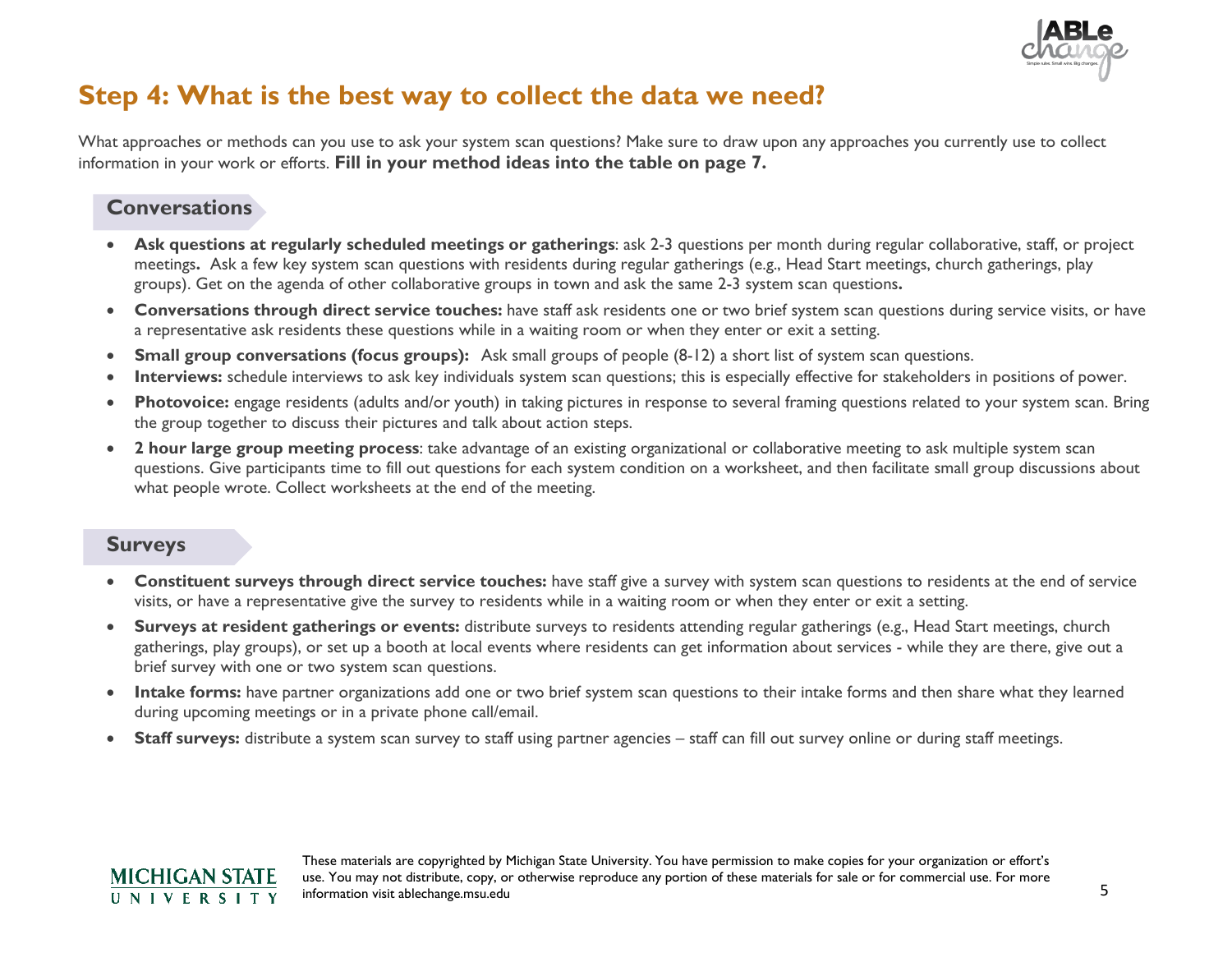# Step 4: What is the best way to collect the data we need?

What approaches or methods can you use to ask your system scan questions? Make sure to draw upon any approaches you currently use to collect information in your work or efforts. **Fill in your method ideas into the table on page 7.**

## Conversations

- **Ask questions at regularly scheduled meetings or gatherings**: ask 2-3 questions per month during regular collaborative, staff, or project meetings**.** Ask a few key system scan questions with residents during regular gatherings (e.g., Head Start meetings, church gatherings, play groups). Get on the agenda of other collaborative groups in town and ask the same 2-3 system scan questions**.**
- **Conversations through direct service touches:** have staff ask residents one or two brief system scan questions during service visits, or have a representative ask residents these questions while in a waiting room or when they enter or exit a setting.
- **Small group conversations (focus groups):** Ask small groups of people (8-12) a short list of system scan questions.
- **Interviews:** schedule interviews to ask key individuals system scan questions; this is especially effective for stakeholders in positions of power.
- **Photovoice:** engage residents (adults and/or youth) in taking pictures in response to several framing questions related to your system scan. Bring the group together to discuss their pictures and talk about action steps.
- **2 hour large group meeting process**: take advantage of an existing organizational or collaborative meeting to ask multiple system scan questions. Give participants time to fill out questions for each system condition on a worksheet, and then facilitate small group discussions about what people wrote. Collect worksheets at the end of the meeting.

## Surveys

- **Constituent surveys through direct service touches:** have staff give a survey with system scan questions to residents at the end of service visits, or have a representative give the survey to residents while in a waiting room or when they enter or exit a setting.
- **Surveys at resident gatherings or events:** distribute surveys to residents attending regular gatherings (e.g., Head Start meetings, church gatherings, play groups), or set up a booth at local events where residents can get information about services - while they are there, give out a brief survey with one or two system scan questions.
- **Intake forms:** have partner organizations add one or two brief system scan questions to their intake forms and then share what they learned during upcoming meetings or in a private phone call/email.
- **Staff surveys:** distribute a system scan survey to staff using partner agencies – staff can fill out survey online or during staff meetings.

These materials are copyrighted by Michigan State University. You have permission to make copies for your organization or effort's use. You may not distribute, copy, or otherwise reproduce any portion of these materials for sale or for commercial use. For more information visit ablechange.msu.edu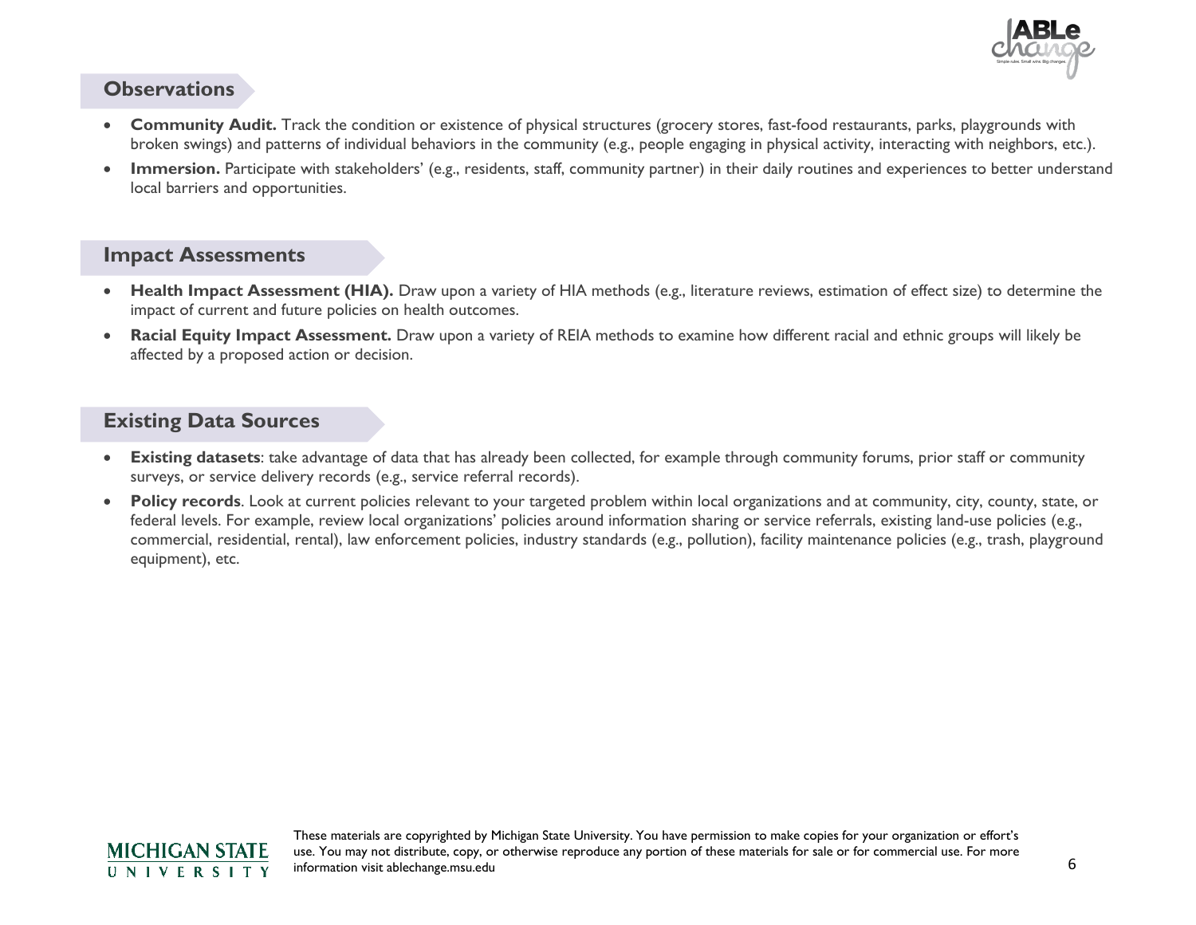## Observations

- **Community Audit.** Track the condition or existence of physical structures (grocery stores, fast-food restaurants, parks, playgrounds with broken swings) and patterns of individual behaviors in the community (e.g., people engaging in physical activity, interacting with neighbors, etc.).
- **Immersion.** Participate with stakeholders' (e.g., residents, staff, community partner) in their daily routines and experiences to better understand local barriers and opportunities.

## Impact Assessments

- **Health Impact Assessment (HIA).** Draw upon a variety of HIA methods (e.g., literature reviews, estimation of effect size) to determine the impact of current and future policies on health outcomes.
- **Racial Equity Impact Assessment.** Draw upon a variety of REIA methods to examine how different racial and ethnic groups will likely be affected by a proposed action or decision.

## Existing Data Sources

- **Existing datasets**: take advantage of data that has already been collected, for example through community forums, prior staff or community surveys, or service delivery records (e.g., service referral records).
- **Policy records**. Look at current policies relevant to your targeted problem within local organizations and at community, city, county, state, or federal levels. For example, review local organizations' policies around information sharing or service referrals, existing land-use policies (e.g., commercial, residential, rental), law enforcement policies, industry standards (e.g., pollution), facility maintenance policies (e.g., trash, playground equipment), etc.

These materials are copyrighted by Michigan State University. You have permission to make copies for your organization or effort's use. You may not distribute, copy, or otherwise reproduce any portion of these materials for sale or for commercial use. For more information visit ablechange.msu.edu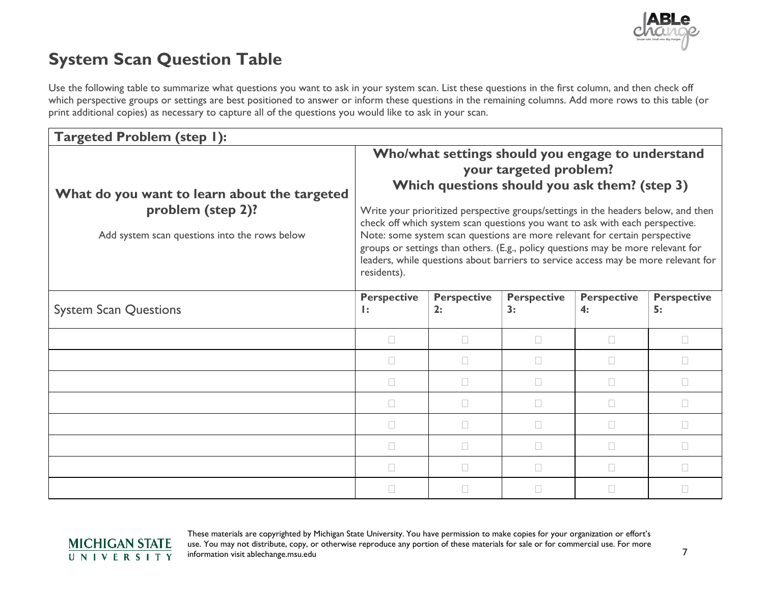## System Scan Question Table

Use the following table to summarize what questions you want to ask in your system scan. List these questions in the first column, and then check off which perspective groups or settings are best positioned to answer or inform these questions in the remaining columns. Add more rows to this table (or print additional copies) as necessary to capture all of the questions you would like to ask in your scan.

| **Targeted Problem (step 1):** | | | | | |
|---|---|---|---|---|---|
| **What do you want to learn about the targeted problem (step 2)?** Add system scan questions into the rows below | **Who/what settings should you engage to understand your targeted problem? Which questions should you ask them? (step 3)** Write your prioritized perspective groups/settings in the headers below, and then check off which system scan questions you want to ask with each perspective. Note: some system scan questions are more relevant for certain perspective groups or settings than others. (E.g., policy questions may be more relevant for leaders, while questions about barriers to service access may be more relevant for residents). | | | | |
| System Scan Questions | **Perspective 1:** | **Perspective 2:** | **Perspective 3:** | **Perspective 4:** | **Perspective 5:** |
| | ☐ | ☐ | ☐ | ☐ | ☐ |
| | ☐ | ☐ | ☐ | ☐ | ☐ |
| | ☐ | ☐ | ☐ | ☐ | ☐ |
| | ☐ | ☐ | ☐ | ☐ | ☐ |
| | ☐ | ☐ | ☐ | ☐ | ☐ |
| | ☐ | ☐ | ☐ | ☐ | ☐ |
| | ☐ | ☐ | ☐ | ☐ | ☐ |
| | ☐ | ☐ | ☐ | ☐ | ☐ |

These materials are copyrighted by Michigan State University. You have permission to make copies for your organization or effort's use. You may not distribute, copy, or otherwise reproduce any portion of these materials for sale or for commercial use. For more information visit ablechange.msu.edu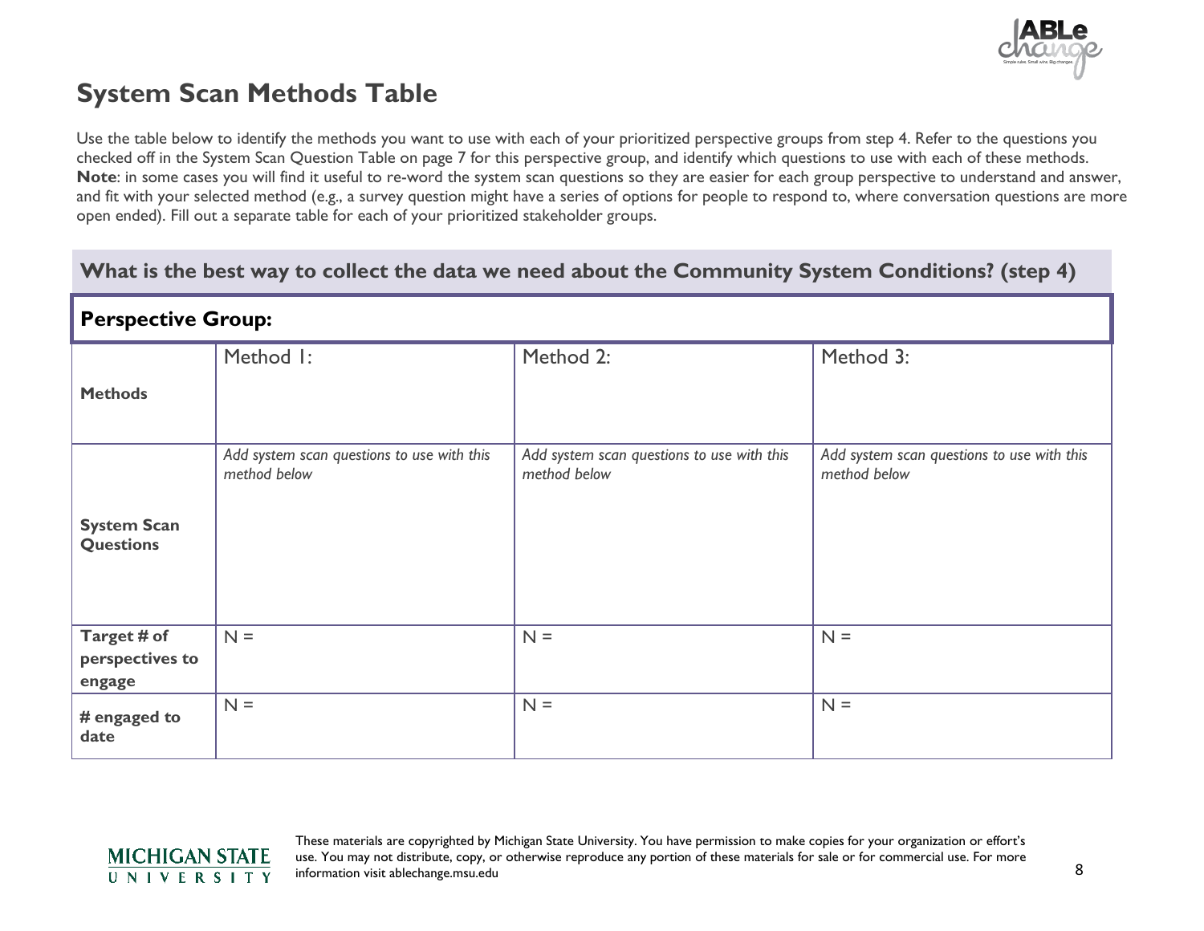# System Scan Methods Table

Use the table below to identify the methods you want to use with each of your prioritized perspective groups from step 4. Refer to the questions you checked off in the System Scan Question Table on page 7 for this perspective group, and identify which questions to use with each of these methods. **Note**: in some cases you will find it useful to re-word the system scan questions so they are easier for each group perspective to understand and answer, and fit with your selected method (e.g., a survey question might have a series of options for people to respond to, where conversation questions are more open ended). Fill out a separate table for each of your prioritized stakeholder groups.

## What is the best way to collect the data we need about the Community System Conditions? (step 4)

| **Perspective Group:** | | | |
|---|---|---|---|
| **Methods** | Method 1: | Method 2: | Method 3: |
| **System Scan Questions** | *Add system scan questions to use with this method below* | *Add system scan questions to use with this method below* | *Add system scan questions to use with this method below* |
| **Target # of perspectives to engage** | N = | N = | N = |
| **# engaged to date** | N = | N = | N = |

These materials are copyrighted by Michigan State University. You have permission to make copies for your organization or effort's use. You may not distribute, copy, or otherwise reproduce any portion of these materials for sale or for commercial use. For more information visit ablechange.msu.edu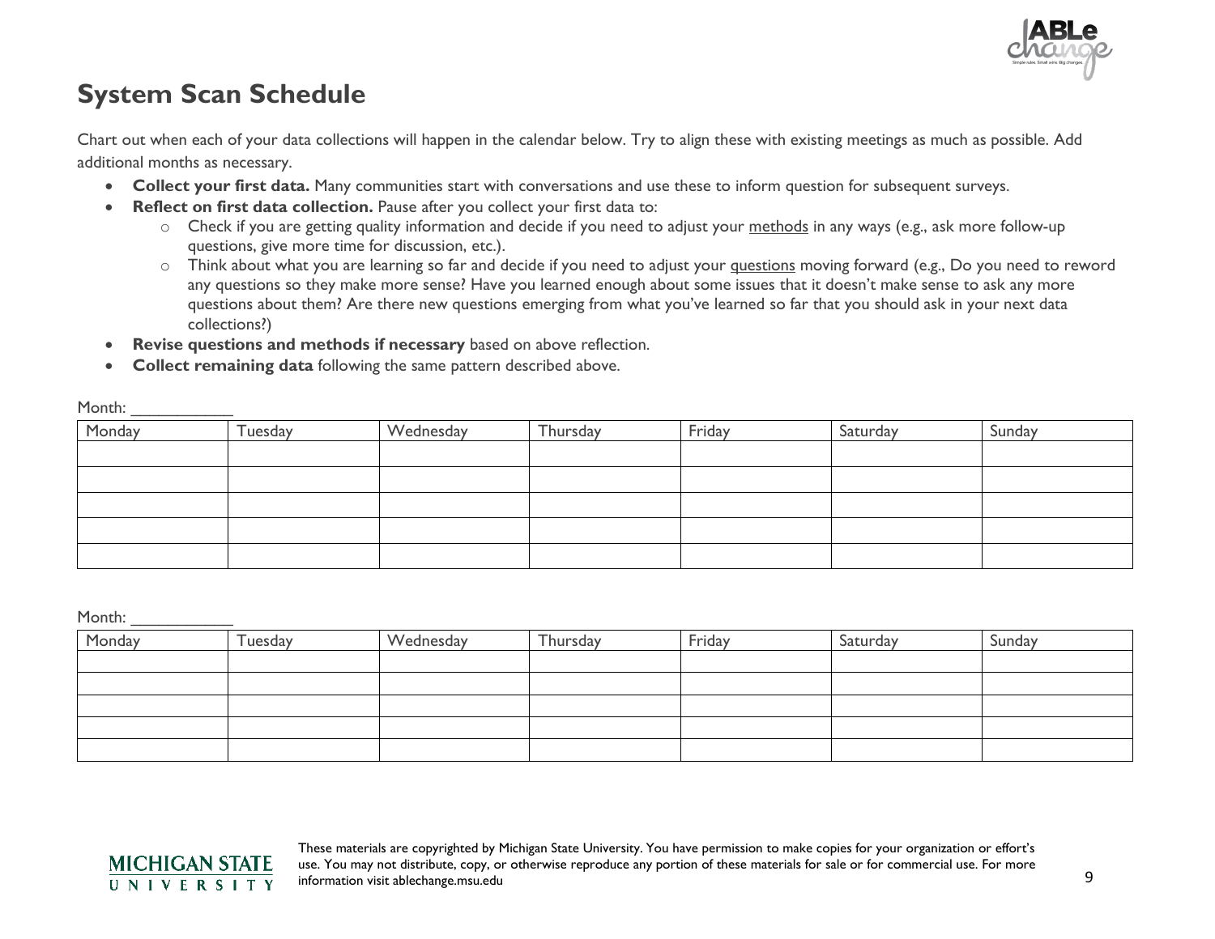# System Scan Schedule

Chart out when each of your data collections will happen in the calendar below. Try to align these with existing meetings as much as possible. Add additional months as necessary.

- **Collect your first data.** Many communities start with conversations and use these to inform question for subsequent surveys.
- **Reflect on first data collection.** Pause after you collect your first data to:
  - Check if you are getting quality information and decide if you need to adjust your <u>methods</u> in any ways (e.g., ask more follow-up questions, give more time for discussion, etc.).
  - Think about what you are learning so far and decide if you need to adjust your <u>questions</u> moving forward (e.g., Do you need to reword any questions so they make more sense? Have you learned enough about some issues that it doesn't make sense to ask any more questions about them? Are there new questions emerging from what you've learned so far that you should ask in your next data collections?)
- **Revise questions and methods if necessary** based on above reflection.
- **Collect remaining data** following the same pattern described above.

Month: ___________

| Monday | Tuesday | Wednesday | Thursday | Friday | Saturday | Sunday |
|---|---|---|---|---|---|---|
| | | | | | | |
| | | | | | | |
| | | | | | | |
| | | | | | | |
| | | | | | | |

Month: ___________

| Monday | Tuesday | Wednesday | Thursday | Friday | Saturday | Sunday |
|---|---|---|---|---|---|---|
| | | | | | | |
| | | | | | | |
| | | | | | | |
| | | | | | | |
| | | | | | | |

These materials are copyrighted by Michigan State University. You have permission to make copies for your organization or effort's use. You may not distribute, copy, or otherwise reproduce any portion of these materials for sale or for commercial use. For more information visit ablechange.msu.edu